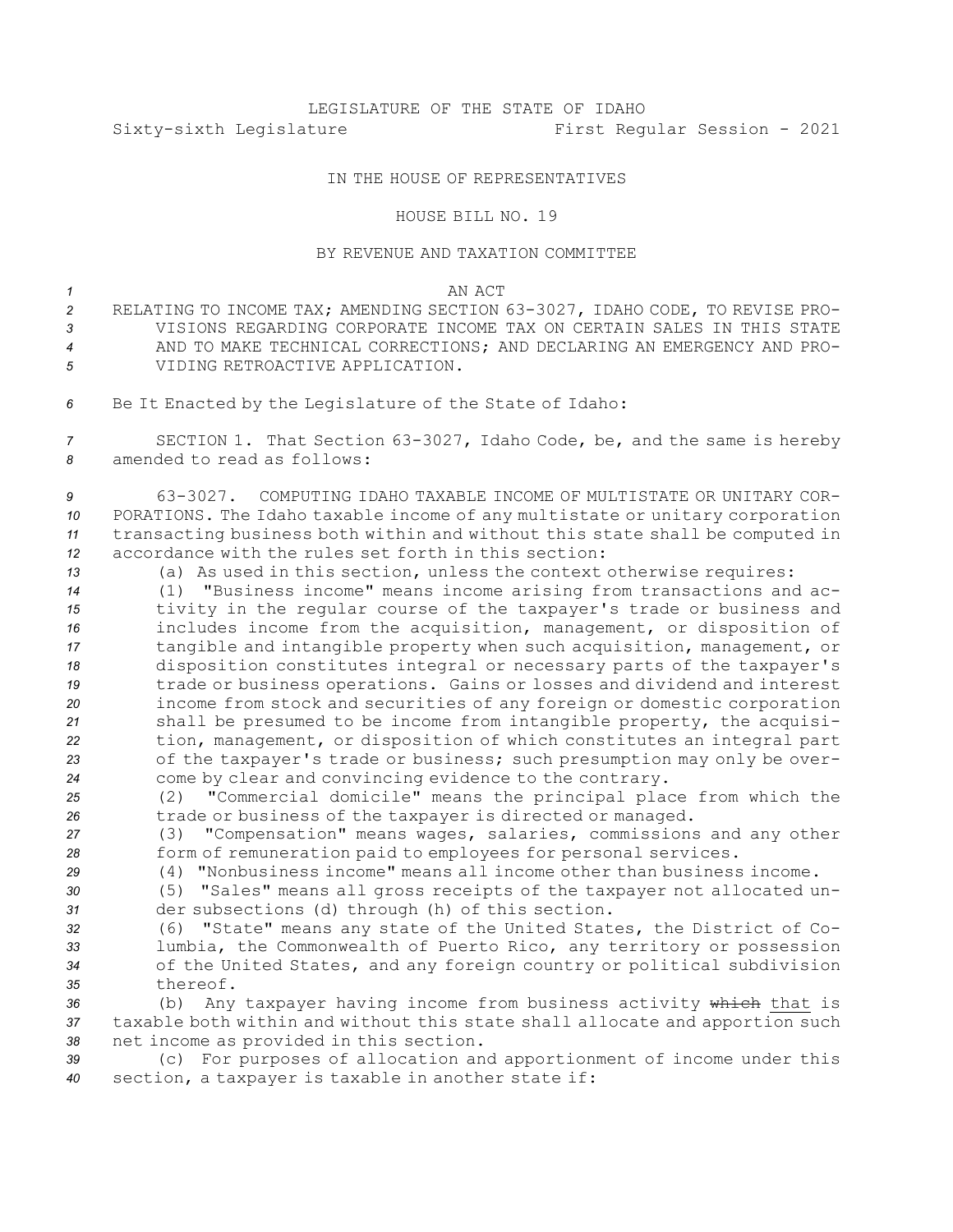LEGISLATURE OF THE STATE OF IDAHO

Sixty-sixth Legislature First Regular Session - 2021

IN THE HOUSE OF REPRESENTATIVES

HOUSE BILL NO. 19

BY REVENUE AND TAXATION COMMITTEE

AN ACT

RELATING TO INCOME TAX; AMENDING SECTION 63-3027, IDAHO CODE, TO REVISE PROVISIONS REGARDING CORPORATE INCOME TAX ON CERTAIN SALES IN THIS STATE AND TO MAKE TECHNICAL CORRECTIONS; AND DECLARING AN EMERGENCY AND PROVIDING RETROACTIVE APPLICATION.

Be It Enacted by the Legislature of the State of Idaho:

SECTION 1. That Section 63-3027, Idaho Code, be, and the same is hereby amended to read as follows:

63-3027. COMPUTING IDAHO TAXABLE INCOME OF MULTISTATE OR UNITARY CORPORATIONS. The Idaho taxable income of any multistate or unitary corporation transacting business both within and without this state shall be computed in accordance with the rules set forth in this section:

(a) As used in this section, unless the context otherwise requires:

(1) "Business income" means income arising from transactions and activity in the regular course of the taxpayer's trade or business and includes income from the acquisition, management, or disposition of tangible and intangible property when such acquisition, management, or disposition constitutes integral or necessary parts of the taxpayer's trade or business operations. Gains or losses and dividend and interest income from stock and securities of any foreign or domestic corporation shall be presumed to be income from intangible property, the acquisition, management, or disposition of which constitutes an integral part of the taxpayer's trade or business; such presumption may only be overcome by clear and convincing evidence to the contrary.

(2) "Commercial domicile" means the principal place from which the trade or business of the taxpayer is directed or managed.

(3) "Compensation" means wages, salaries, commissions and any other form of remuneration paid to employees for personal services.

(4) "Nonbusiness income" means all income other than business income.

(5) "Sales" means all gross receipts of the taxpayer not allocated under subsections (d) through (h) of this section.

(6) "State" means any state of the United States, the District of Columbia, the Commonwealth of Puerto Rico, any territory or possession of the United States, and any foreign country or political subdivision thereof.

(b) Any taxpayer having income from business activity ~~which~~ that is taxable both within and without this state shall allocate and apportion such net income as provided in this section.

(c) For purposes of allocation and apportionment of income under this section, a taxpayer is taxable in another state if: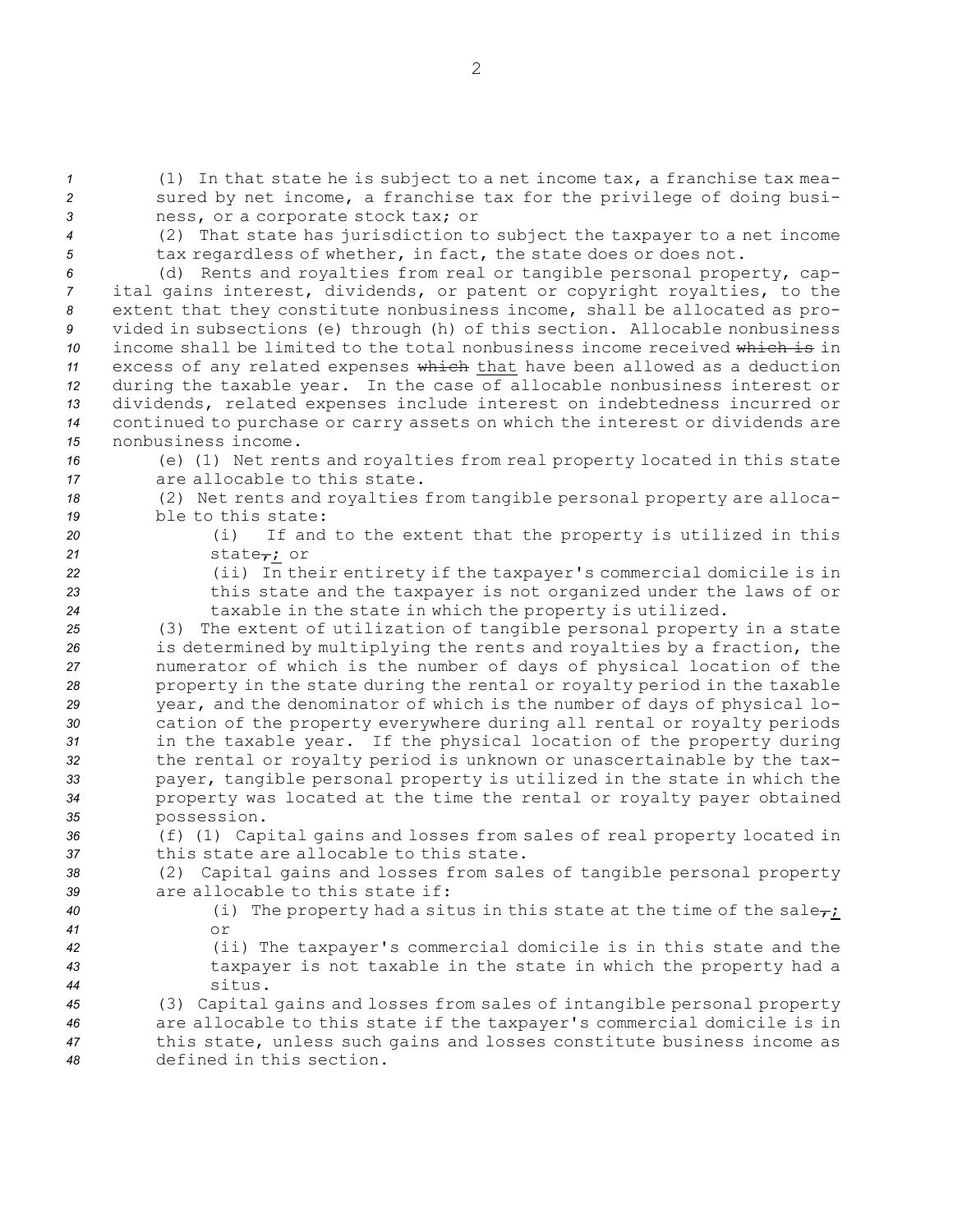(1) In that state he is subject to a net income tax, a franchise tax measured by net income, a franchise tax for the privilege of doing business, or a corporate stock tax; or

(2) That state has jurisdiction to subject the taxpayer to a net income tax regardless of whether, in fact, the state does or does not.

(d) Rents and royalties from real or tangible personal property, capital gains interest, dividends, or patent or copyright royalties, to the extent that they constitute nonbusiness income, shall be allocated as provided in subsections (e) through (h) of this section. Allocable nonbusiness income shall be limited to the total nonbusiness income received ~~which is~~ in excess of any related expenses ~~which~~ that have been allowed as a deduction during the taxable year. In the case of allocable nonbusiness interest or dividends, related expenses include interest on indebtedness incurred or continued to purchase or carry assets on which the interest or dividends are nonbusiness income.

(e) (1) Net rents and royalties from real property located in this state are allocable to this state.

(2) Net rents and royalties from tangible personal property are allocable to this state:

(i) If and to the extent that the property is utilized in this state~~,~~; or

(ii) In their entirety if the taxpayer's commercial domicile is in this state and the taxpayer is not organized under the laws of or taxable in the state in which the property is utilized.

(3) The extent of utilization of tangible personal property in a state is determined by multiplying the rents and royalties by a fraction, the numerator of which is the number of days of physical location of the property in the state during the rental or royalty period in the taxable year, and the denominator of which is the number of days of physical location of the property everywhere during all rental or royalty periods in the taxable year. If the physical location of the property during the rental or royalty period is unknown or unascertainable by the taxpayer, tangible personal property is utilized in the state in which the property was located at the time the rental or royalty payer obtained possession.

(f) (1) Capital gains and losses from sales of real property located in this state are allocable to this state.

(2) Capital gains and losses from sales of tangible personal property are allocable to this state if:

(i) The property had a situs in this state at the time of the sale~~,~~; or

(ii) The taxpayer's commercial domicile is in this state and the taxpayer is not taxable in the state in which the property had a situs.

(3) Capital gains and losses from sales of intangible personal property are allocable to this state if the taxpayer's commercial domicile is in this state, unless such gains and losses constitute business income as defined in this section.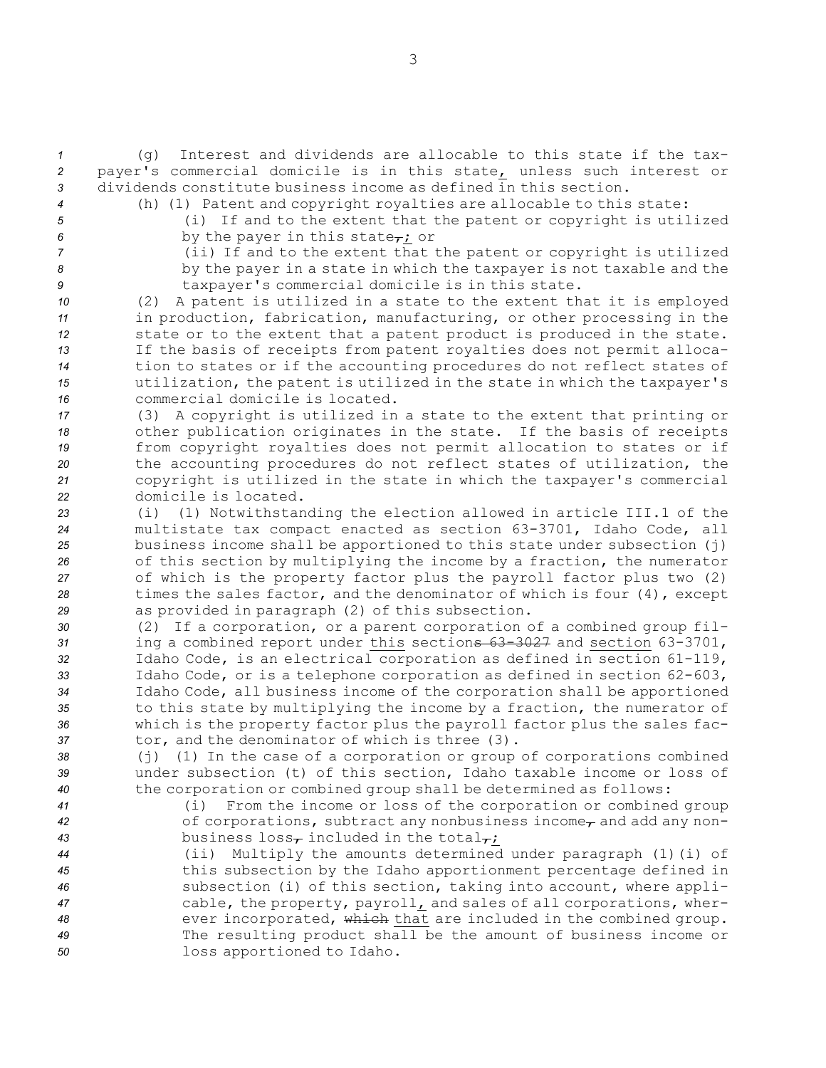(g) Interest and dividends are allocable to this state if the taxpayer's commercial domicile is in this state, unless such interest or dividends constitute business income as defined in this section.

(h) (1) Patent and copyright royalties are allocable to this state:

(i) If and to the extent that the patent or copyright is utilized by the payer in this state~~,~~; or

(ii) If and to the extent that the patent or copyright is utilized by the payer in a state in which the taxpayer is not taxable and the taxpayer's commercial domicile is in this state.

(2) A patent is utilized in a state to the extent that it is employed in production, fabrication, manufacturing, or other processing in the state or to the extent that a patent product is produced in the state. If the basis of receipts from patent royalties does not permit allocation to states or if the accounting procedures do not reflect states of utilization, the patent is utilized in the state in which the taxpayer's commercial domicile is located.

(3) A copyright is utilized in a state to the extent that printing or other publication originates in the state. If the basis of receipts from copyright royalties does not permit allocation to states or if the accounting procedures do not reflect states of utilization, the copyright is utilized in the state in which the taxpayer's commercial domicile is located.

(i) (1) Notwithstanding the election allowed in article III.1 of the multistate tax compact enacted as section 63-3701, Idaho Code, all business income shall be apportioned to this state under subsection (j) of this section by multiplying the income by a fraction, the numerator of which is the property factor plus the payroll factor plus two (2) times the sales factor, and the denominator of which is four (4), except as provided in paragraph (2) of this subsection.

(2) If a corporation, or a parent corporation of a combined group filing a combined report under this section~~s 63-3027~~ and section 63-3701, Idaho Code, is an electrical corporation as defined in section 61-119, Idaho Code, or is a telephone corporation as defined in section 62-603, Idaho Code, all business income of the corporation shall be apportioned to this state by multiplying the income by a fraction, the numerator of which is the property factor plus the payroll factor plus the sales factor, and the denominator of which is three (3).

(j) (1) In the case of a corporation or group of corporations combined under subsection (t) of this section, Idaho taxable income or loss of the corporation or combined group shall be determined as follows:

(i) From the income or loss of the corporation or combined group of corporations, subtract any nonbusiness income~~,~~ and add any nonbusiness loss~~,~~ included in the total~~,~~;

(ii) Multiply the amounts determined under paragraph (1)(i) of this subsection by the Idaho apportionment percentage defined in subsection (i) of this section, taking into account, where applicable, the property, payroll, and sales of all corporations, wherever incorporated, ~~which~~ that are included in the combined group. The resulting product shall be the amount of business income or loss apportioned to Idaho.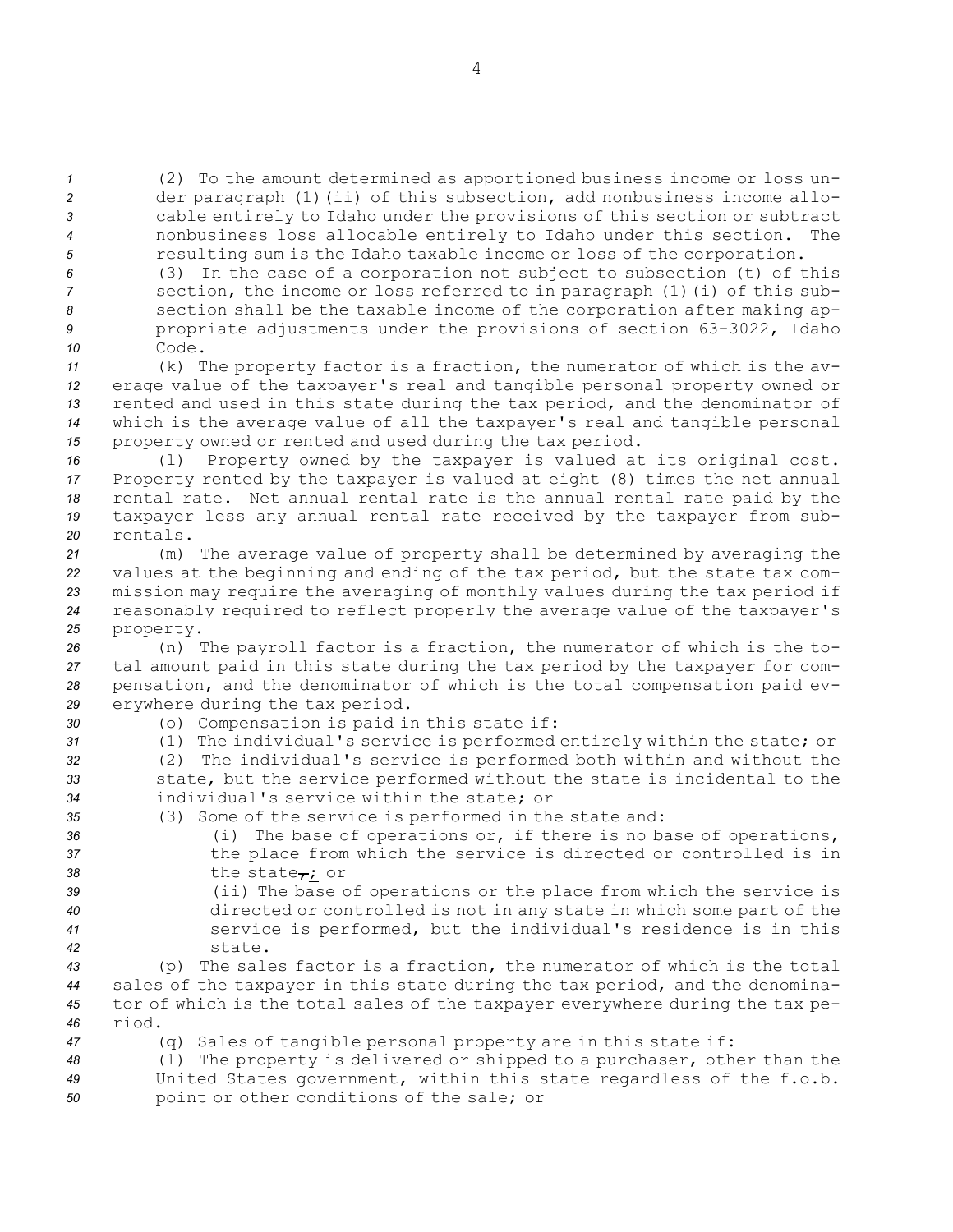(2) To the amount determined as apportioned business income or loss under paragraph (1)(ii) of this subsection, add nonbusiness income allocable entirely to Idaho under the provisions of this section or subtract nonbusiness loss allocable entirely to Idaho under this section. The resulting sum is the Idaho taxable income or loss of the corporation.

(3) In the case of a corporation not subject to subsection (t) of this section, the income or loss referred to in paragraph (1)(i) of this subsection shall be the taxable income of the corporation after making appropriate adjustments under the provisions of section 63-3022, Idaho Code.

(k) The property factor is a fraction, the numerator of which is the average value of the taxpayer's real and tangible personal property owned or rented and used in this state during the tax period, and the denominator of which is the average value of all the taxpayer's real and tangible personal property owned or rented and used during the tax period.

(l) Property owned by the taxpayer is valued at its original cost. Property rented by the taxpayer is valued at eight (8) times the net annual rental rate. Net annual rental rate is the annual rental rate paid by the taxpayer less any annual rental rate received by the taxpayer from subrentals.

(m) The average value of property shall be determined by averaging the values at the beginning and ending of the tax period, but the state tax commission may require the averaging of monthly values during the tax period if reasonably required to reflect properly the average value of the taxpayer's property.

(n) The payroll factor is a fraction, the numerator of which is the total amount paid in this state during the tax period by the taxpayer for compensation, and the denominator of which is the total compensation paid everywhere during the tax period.

(o) Compensation is paid in this state if:

(1) The individual's service is performed entirely within the state; or

(2) The individual's service is performed both within and without the state, but the service performed without the state is incidental to the individual's service within the state; or

(3) Some of the service is performed in the state and:

(i) The base of operations or, if there is no base of operations, the place from which the service is directed or controlled is in the state~~,~~*;* or

(ii) The base of operations or the place from which the service is directed or controlled is not in any state in which some part of the service is performed, but the individual's residence is in this state.

(p) The sales factor is a fraction, the numerator of which is the total sales of the taxpayer in this state during the tax period, and the denominator of which is the total sales of the taxpayer everywhere during the tax period.

(q) Sales of tangible personal property are in this state if:

(1) The property is delivered or shipped to a purchaser, other than the United States government, within this state regardless of the f.o.b. point or other conditions of the sale; or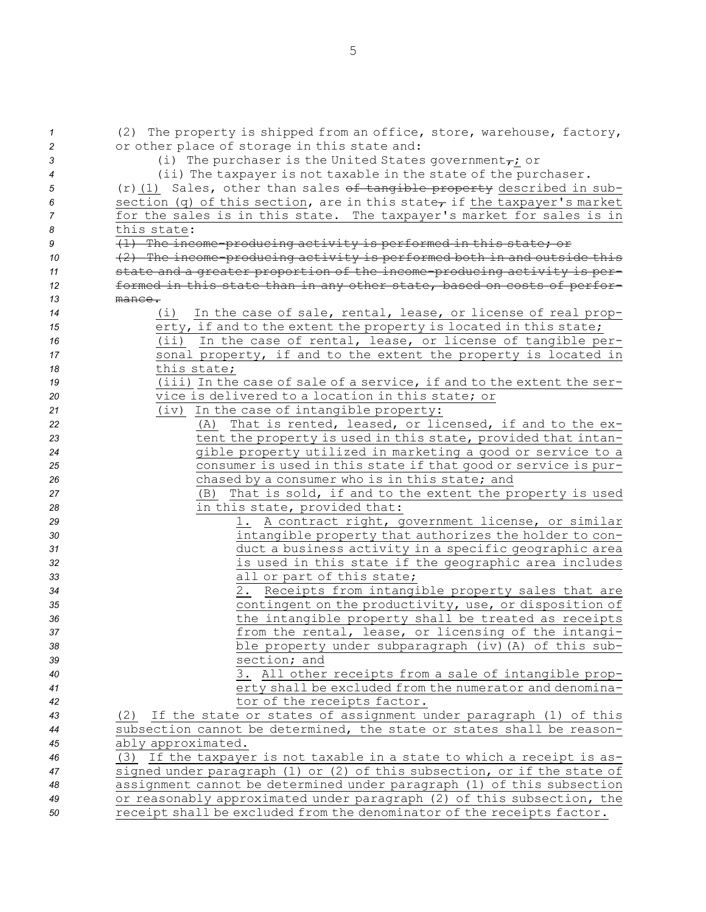(2) The property is shipped from an office, store, warehouse, factory, or other place of storage in this state and:

(i) The purchaser is the United States government~~,~~; or

(ii) The taxpayer is not taxable in the state of the purchaser.

(r)(1) Sales, other than sales ~~of tangible property~~ described in subsection (q) of this section, are in this state~~,~~ if the taxpayer's market for the sales is in this state. The taxpayer's market for sales is in this state:

~~(1) The income-producing activity is performed in this state; or~~

~~(2) The income-producing activity is performed both in and outside this state and a greater proportion of the income-producing activity is performed in this state than in any other state, based on costs of performance.~~

(i) In the case of sale, rental, lease, or license of real property, if and to the extent the property is located in this state;

(ii) In the case of rental, lease, or license of tangible personal property, if and to the extent the property is located in this state;

(iii) In the case of sale of a service, if and to the extent the service is delivered to a location in this state; or

(iv) In the case of intangible property:

(A) That is rented, leased, or licensed, if and to the extent the property is used in this state, provided that intangible property utilized in marketing a good or service to a consumer is used in this state if that good or service is purchased by a consumer who is in this state; and

(B) That is sold, if and to the extent the property is used in this state, provided that:

1. A contract right, government license, or similar intangible property that authorizes the holder to conduct a business activity in a specific geographic area is used in this state if the geographic area includes all or part of this state;

2. Receipts from intangible property sales that are contingent on the productivity, use, or disposition of the intangible property shall be treated as receipts from the rental, lease, or licensing of the intangible property under subparagraph (iv)(A) of this subsection; and

3. All other receipts from a sale of intangible property shall be excluded from the numerator and denominator of the receipts factor.

(2) If the state or states of assignment under paragraph (1) of this subsection cannot be determined, the state or states shall be reasonably approximated.

(3) If the taxpayer is not taxable in a state to which a receipt is assigned under paragraph (1) or (2) of this subsection, or if the state of assignment cannot be determined under paragraph (1) of this subsection or reasonably approximated under paragraph (2) of this subsection, the receipt shall be excluded from the denominator of the receipts factor.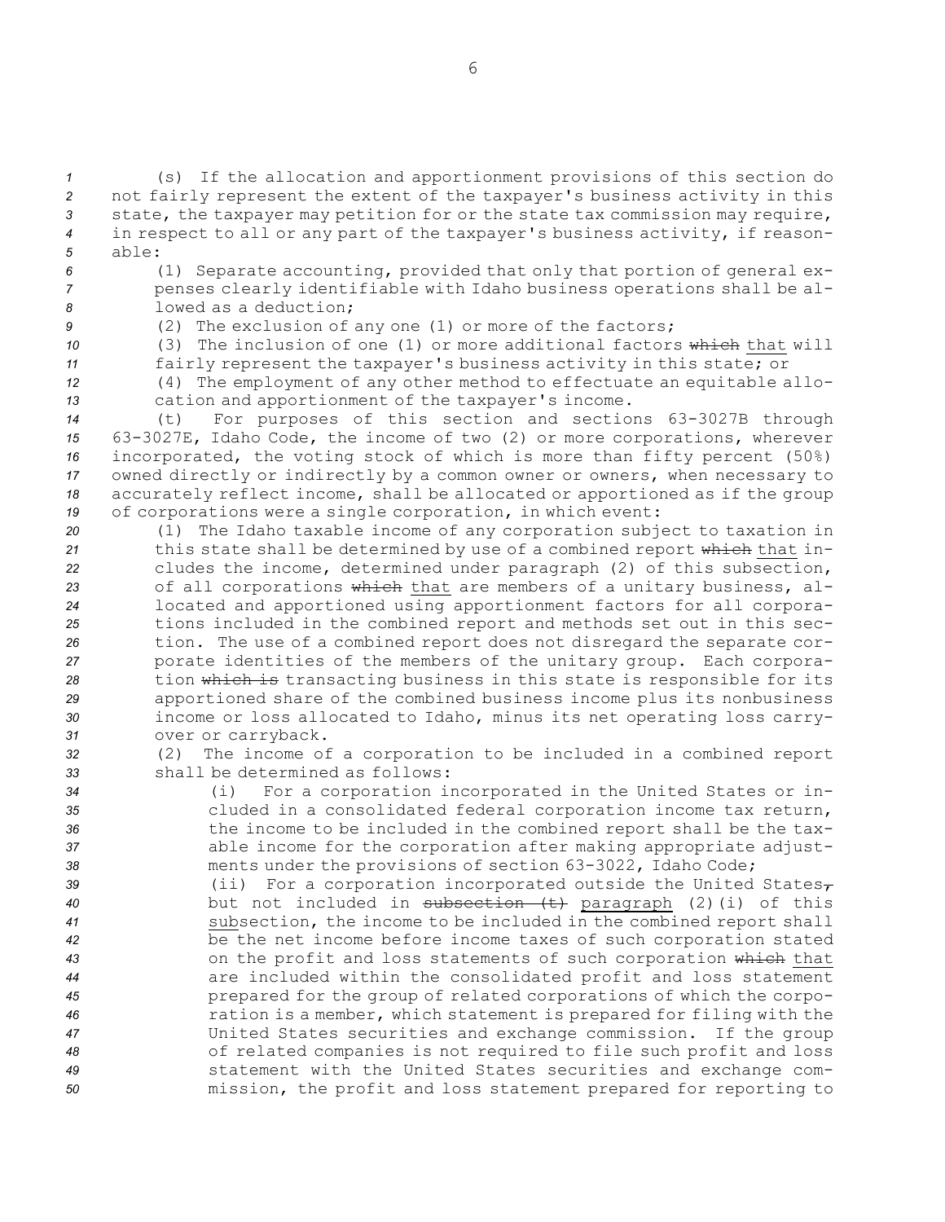(s) If the allocation and apportionment provisions of this section do not fairly represent the extent of the taxpayer's business activity in this state, the taxpayer may petition for or the state tax commission may require, in respect to all or any part of the taxpayer's business activity, if reasonable:

(1) Separate accounting, provided that only that portion of general expenses clearly identifiable with Idaho business operations shall be allowed as a deduction;

(2) The exclusion of any one (1) or more of the factors;

(3) The inclusion of one (1) or more additional factors ~~which~~ that will fairly represent the taxpayer's business activity in this state; or

(4) The employment of any other method to effectuate an equitable allocation and apportionment of the taxpayer's income.

(t) For purposes of this section and sections 63-3027B through 63-3027E, Idaho Code, the income of two (2) or more corporations, wherever incorporated, the voting stock of which is more than fifty percent (50%) owned directly or indirectly by a common owner or owners, when necessary to accurately reflect income, shall be allocated or apportioned as if the group of corporations were a single corporation, in which event:

(1) The Idaho taxable income of any corporation subject to taxation in this state shall be determined by use of a combined report ~~which~~ that includes the income, determined under paragraph (2) of this subsection, of all corporations ~~which~~ that are members of a unitary business, allocated and apportioned using apportionment factors for all corporations included in the combined report and methods set out in this section. The use of a combined report does not disregard the separate corporate identities of the members of the unitary group. Each corporation ~~which is~~ transacting business in this state is responsible for its apportioned share of the combined business income plus its nonbusiness income or loss allocated to Idaho, minus its net operating loss carryover or carryback.

(2) The income of a corporation to be included in a combined report shall be determined as follows:

(i) For a corporation incorporated in the United States or included in a consolidated federal corporation income tax return, the income to be included in the combined report shall be the taxable income for the corporation after making appropriate adjustments under the provisions of section 63-3022, Idaho Code;

(ii) For a corporation incorporated outside the United States~~,~~ but not included in ~~subsection (t)~~ paragraph (2)(i) of this subsection, the income to be included in the combined report shall be the net income before income taxes of such corporation stated on the profit and loss statements of such corporation ~~which~~ that are included within the consolidated profit and loss statement prepared for the group of related corporations of which the corporation is a member, which statement is prepared for filing with the United States securities and exchange commission. If the group of related companies is not required to file such profit and loss statement with the United States securities and exchange commission, the profit and loss statement prepared for reporting to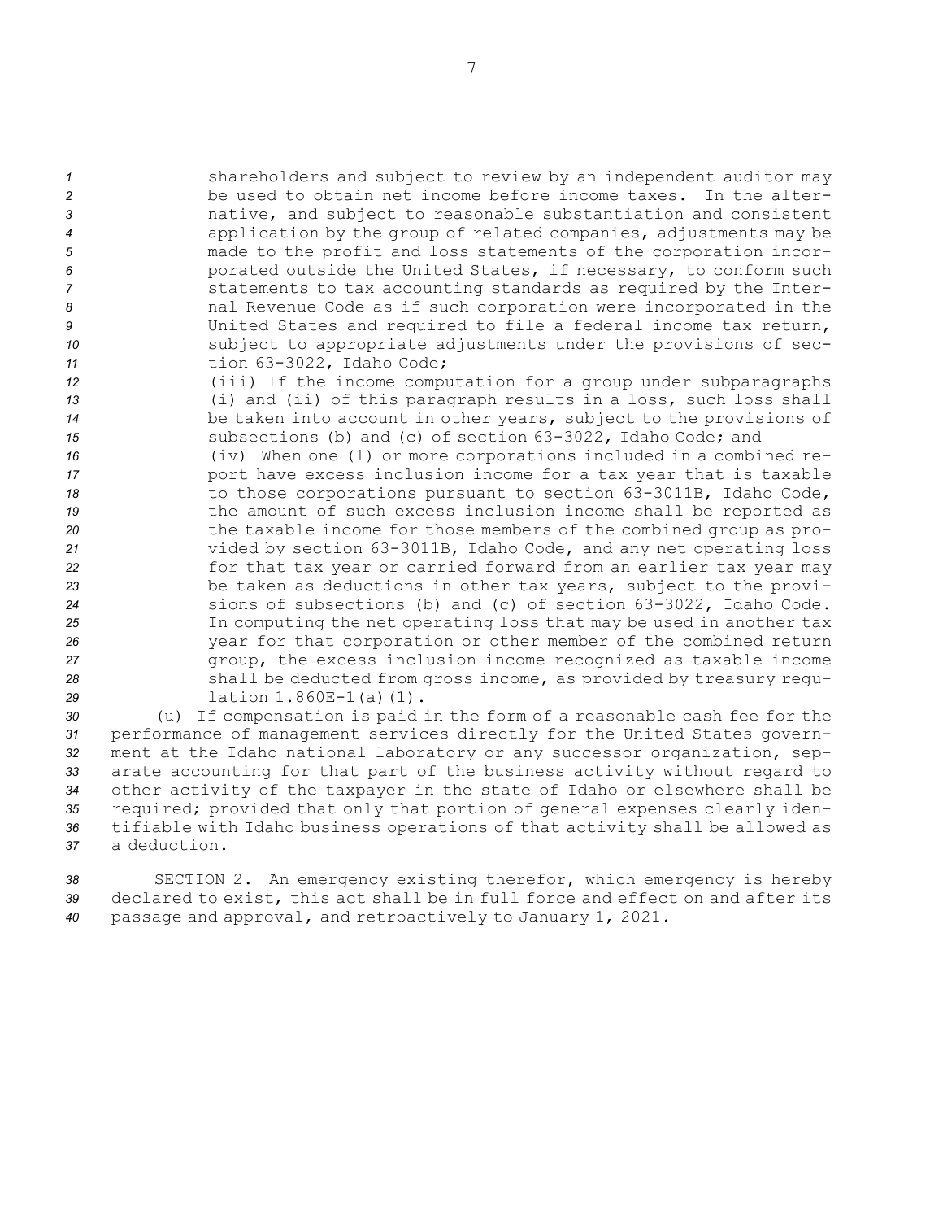shareholders and subject to review by an independent auditor may be used to obtain net income before income taxes. In the alternative, and subject to reasonable substantiation and consistent application by the group of related companies, adjustments may be made to the profit and loss statements of the corporation incorporated outside the United States, if necessary, to conform such statements to tax accounting standards as required by the Internal Revenue Code as if such corporation were incorporated in the United States and required to file a federal income tax return, subject to appropriate adjustments under the provisions of section 63-3022, Idaho Code;

(iii) If the income computation for a group under subparagraphs (i) and (ii) of this paragraph results in a loss, such loss shall be taken into account in other years, subject to the provisions of subsections (b) and (c) of section 63-3022, Idaho Code; and

(iv) When one (1) or more corporations included in a combined report have excess inclusion income for a tax year that is taxable to those corporations pursuant to section 63-3011B, Idaho Code, the amount of such excess inclusion income shall be reported as the taxable income for those members of the combined group as provided by section 63-3011B, Idaho Code, and any net operating loss for that tax year or carried forward from an earlier tax year may be taken as deductions in other tax years, subject to the provisions of subsections (b) and (c) of section 63-3022, Idaho Code. In computing the net operating loss that may be used in another tax year for that corporation or other member of the combined return group, the excess inclusion income recognized as taxable income shall be deducted from gross income, as provided by treasury regulation 1.860E-1(a)(1).

(u) If compensation is paid in the form of a reasonable cash fee for the performance of management services directly for the United States government at the Idaho national laboratory or any successor organization, separate accounting for that part of the business activity without regard to other activity of the taxpayer in the state of Idaho or elsewhere shall be required; provided that only that portion of general expenses clearly identifiable with Idaho business operations of that activity shall be allowed as a deduction.

SECTION 2. An emergency existing therefor, which emergency is hereby declared to exist, this act shall be in full force and effect on and after its passage and approval, and retroactively to January 1, 2021.